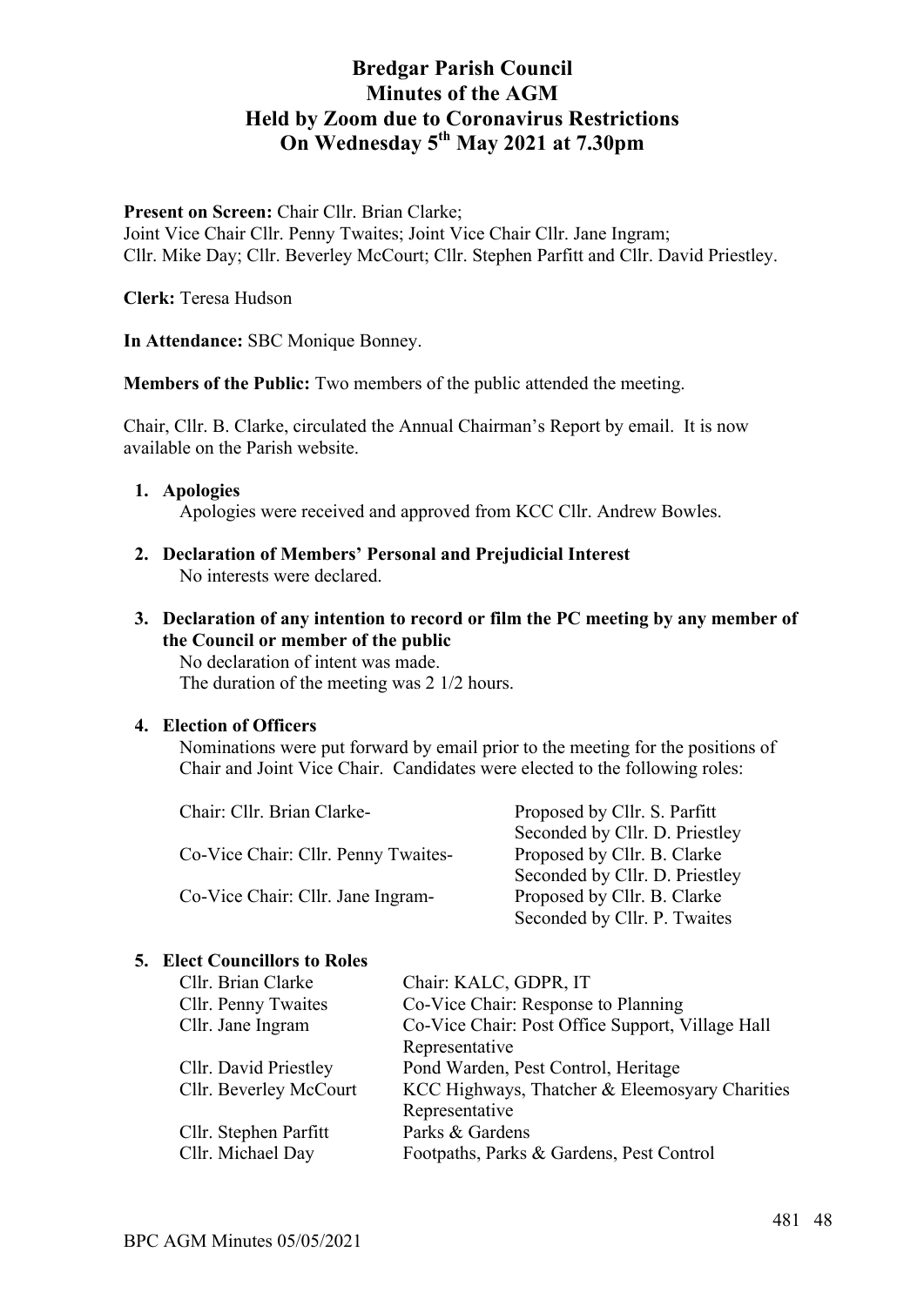# Bredgar Parish Council
# Minutes of the AGM
# Held by Zoom due to Coronavirus Restrictions
# On Wednesday 5th May 2021 at 7.30pm

**Present on Screen:** Chair Cllr. Brian Clarke;
Joint Vice Chair Cllr. Penny Twaites; Joint Vice Chair Cllr. Jane Ingram;
Cllr. Mike Day; Cllr. Beverley McCourt; Cllr. Stephen Parfitt and Cllr. David Priestley.

**Clerk:** Teresa Hudson

**In Attendance:** SBC Monique Bonney.

**Members of the Public:** Two members of the public attended the meeting.

Chair, Cllr. B. Clarke, circulated the Annual Chairman's Report by email. It is now available on the Parish website.

1. **Apologies**
   Apologies were received and approved from KCC Cllr. Andrew Bowles.

2. **Declaration of Members' Personal and Prejudicial Interest**
   No interests were declared.

3. **Declaration of any intention to record or film the PC meeting by any member of the Council or member of the public**
   No declaration of intent was made.
   The duration of the meeting was 2 1/2 hours.

4. **Election of Officers**
   Nominations were put forward by email prior to the meeting for the positions of Chair and Joint Vice Chair. Candidates were elected to the following roles:

| | |
|---|---|
| Chair: Cllr. Brian Clarke- | Proposed by Cllr. S. Parfitt |
| | Seconded by Cllr. D. Priestley |
| Co-Vice Chair: Cllr. Penny Twaites- | Proposed by Cllr. B. Clarke |
| | Seconded by Cllr. D. Priestley |
| Co-Vice Chair: Cllr. Jane Ingram- | Proposed by Cllr. B. Clarke |
| | Seconded by Cllr. P. Twaites |

5. **Elect Councillors to Roles**

| | |
|---|---|
| Cllr. Brian Clarke | Chair: KALC, GDPR, IT |
| Cllr. Penny Twaites | Co-Vice Chair: Response to Planning |
| Cllr. Jane Ingram | Co-Vice Chair: Post Office Support, Village Hall Representative |
| Cllr. David Priestley | Pond Warden, Pest Control, Heritage |
| Cllr. Beverley McCourt | KCC Highways, Thatcher & Eleemosyary Charities Representative |
| Cllr. Stephen Parfitt | Parks & Gardens |
| Cllr. Michael Day | Footpaths, Parks & Gardens, Pest Control |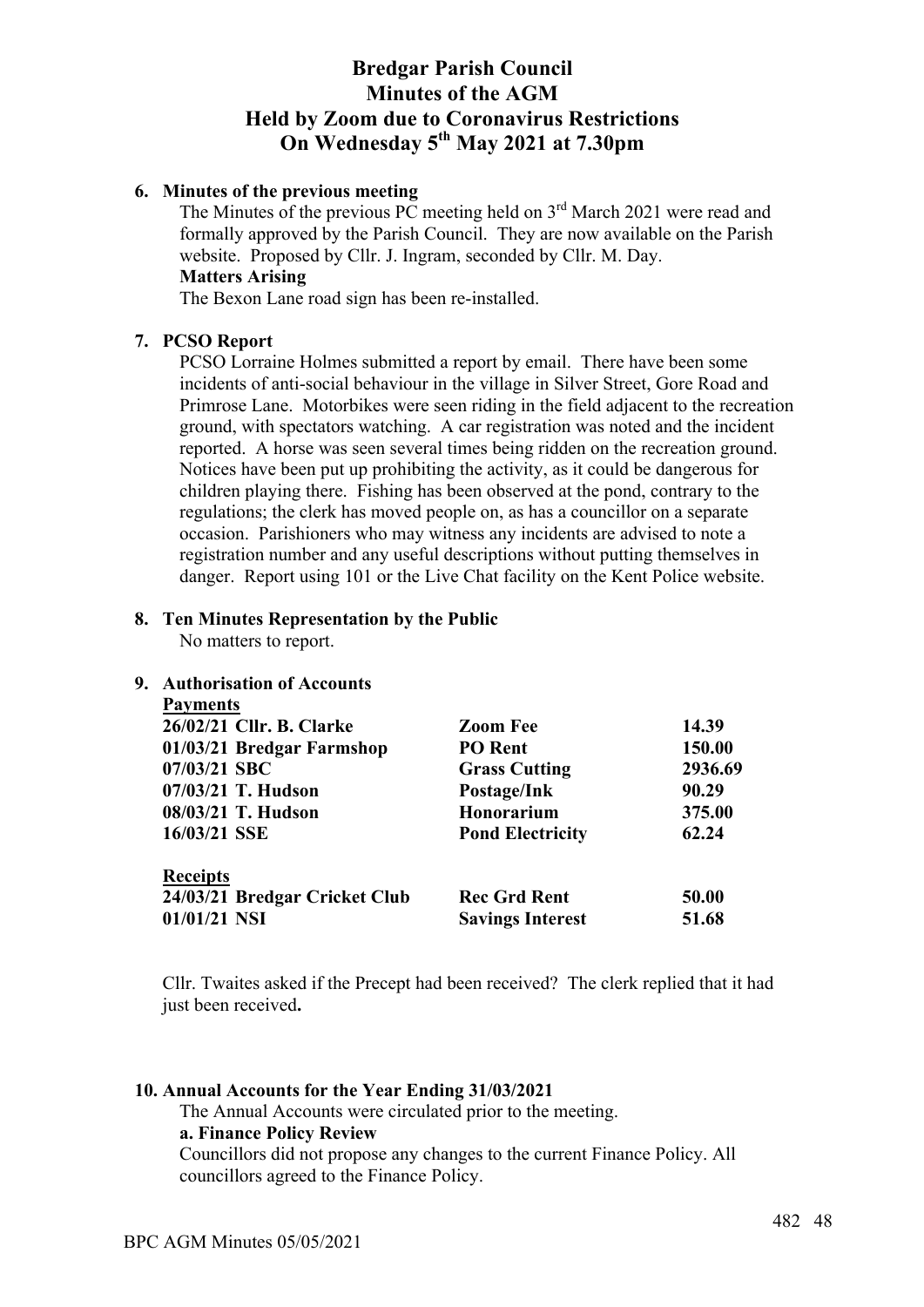# Bredgar Parish Council
# Minutes of the AGM
# Held by Zoom due to Coronavirus Restrictions
# On Wednesday 5th May 2021 at 7.30pm

**6. Minutes of the previous meeting**

The Minutes of the previous PC meeting held on 3rd March 2021 were read and formally approved by the Parish Council. They are now available on the Parish website. Proposed by Cllr. J. Ingram, seconded by Cllr. M. Day.

**Matters Arising**

The Bexon Lane road sign has been re-installed.

**7. PCSO Report**

PCSO Lorraine Holmes submitted a report by email. There have been some incidents of anti-social behaviour in the village in Silver Street, Gore Road and Primrose Lane. Motorbikes were seen riding in the field adjacent to the recreation ground, with spectators watching. A car registration was noted and the incident reported. A horse was seen several times being ridden on the recreation ground. Notices have been put up prohibiting the activity, as it could be dangerous for children playing there. Fishing has been observed at the pond, contrary to the regulations; the clerk has moved people on, as has a councillor on a separate occasion. Parishioners who may witness any incidents are advised to note a registration number and any useful descriptions without putting themselves in danger. Report using 101 or the Live Chat facility on the Kent Police website.

**8. Ten Minutes Representation by the Public**

No matters to report.

**9. Authorisation of Accounts**

**Payments**

| | | |
|---|---|---|
| **26/02/21 Cllr. B. Clarke** | **Zoom Fee** | **14.39** |
| **01/03/21 Bredgar Farmshop** | **PO Rent** | **150.00** |
| **07/03/21 SBC** | **Grass Cutting** | **2936.69** |
| **07/03/21 T. Hudson** | **Postage/Ink** | **90.29** |
| **08/03/21 T. Hudson** | **Honorarium** | **375.00** |
| **16/03/21 SSE** | **Pond Electricity** | **62.24** |

**Receipts**

| | | |
|---|---|---|
| **24/03/21 Bredgar Cricket Club** | **Rec Grd Rent** | **50.00** |
| **01/01/21 NSI** | **Savings Interest** | **51.68** |

Cllr. Twaites asked if the Precept had been received? The clerk replied that it had just been received.

**10. Annual Accounts for the Year Ending 31/03/2021**

The Annual Accounts were circulated prior to the meeting.

**a. Finance Policy Review**

Councillors did not propose any changes to the current Finance Policy. All councillors agreed to the Finance Policy.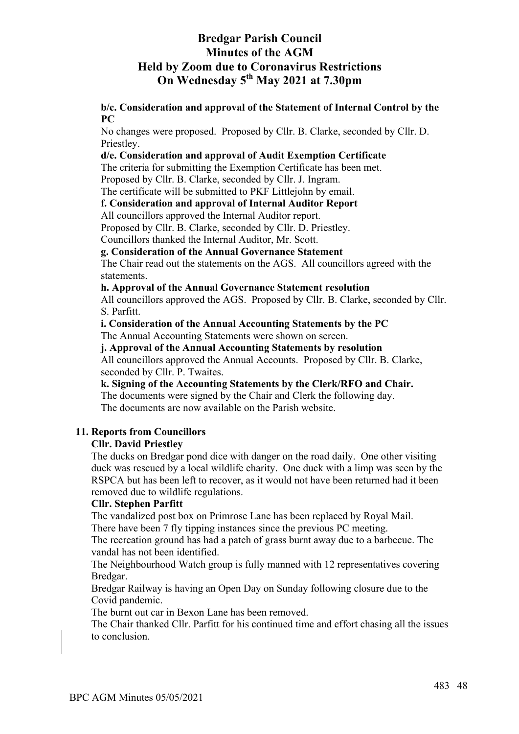# Bredgar Parish Council
# Minutes of the AGM
# Held by Zoom due to Coronavirus Restrictions
# On Wednesday 5th May 2021 at 7.30pm

**b/c. Consideration and approval of the Statement of Internal Control by the PC**

No changes were proposed. Proposed by Cllr. B. Clarke, seconded by Cllr. D. Priestley.

**d/e. Consideration and approval of Audit Exemption Certificate**

The criteria for submitting the Exemption Certificate has been met.
Proposed by Cllr. B. Clarke, seconded by Cllr. J. Ingram.
The certificate will be submitted to PKF Littlejohn by email.

**f. Consideration and approval of Internal Auditor Report**

All councillors approved the Internal Auditor report.
Proposed by Cllr. B. Clarke, seconded by Cllr. D. Priestley.
Councillors thanked the Internal Auditor, Mr. Scott.

**g. Consideration of the Annual Governance Statement**

The Chair read out the statements on the AGS. All councillors agreed with the statements.

**h. Approval of the Annual Governance Statement resolution**

All councillors approved the AGS. Proposed by Cllr. B. Clarke, seconded by Cllr. S. Parfitt.

**i. Consideration of the Annual Accounting Statements by the PC**

The Annual Accounting Statements were shown on screen.

**j. Approval of the Annual Accounting Statements by resolution**

All councillors approved the Annual Accounts. Proposed by Cllr. B. Clarke, seconded by Cllr. P. Twaites.

**k. Signing of the Accounting Statements by the Clerk/RFO and Chair.**

The documents were signed by the Chair and Clerk the following day.
The documents are now available on the Parish website.

**11. Reports from Councillors**

**Cllr. David Priestley**

The ducks on Bredgar pond dice with danger on the road daily. One other visiting duck was rescued by a local wildlife charity. One duck with a limp was seen by the RSPCA but has been left to recover, as it would not have been returned had it been removed due to wildlife regulations.

**Cllr. Stephen Parfitt**

The vandalized post box on Primrose Lane has been replaced by Royal Mail.
There have been 7 fly tipping instances since the previous PC meeting.
The recreation ground has had a patch of grass burnt away due to a barbecue. The vandal has not been identified.
The Neighbourhood Watch group is fully manned with 12 representatives covering Bredgar.
Bredgar Railway is having an Open Day on Sunday following closure due to the Covid pandemic.
The burnt out car in Bexon Lane has been removed.
The Chair thanked Cllr. Parfitt for his continued time and effort chasing all the issues to conclusion.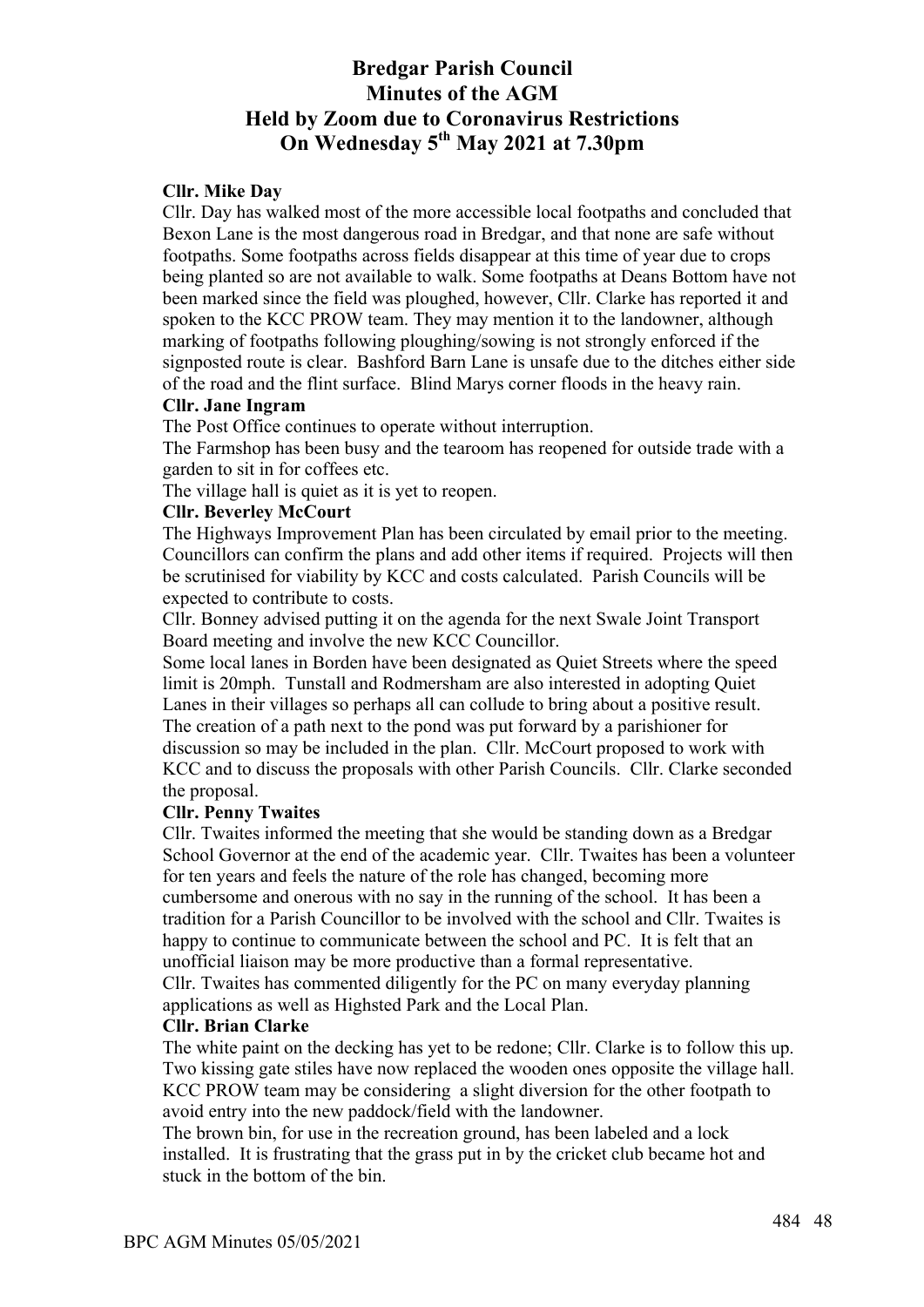# Bredgar Parish Council
# Minutes of the AGM
# Held by Zoom due to Coronavirus Restrictions
# On Wednesday 5th May 2021 at 7.30pm

**Cllr. Mike Day**

Cllr. Day has walked most of the more accessible local footpaths and concluded that Bexon Lane is the most dangerous road in Bredgar, and that none are safe without footpaths. Some footpaths across fields disappear at this time of year due to crops being planted so are not available to walk. Some footpaths at Deans Bottom have not been marked since the field was ploughed, however, Cllr. Clarke has reported it and spoken to the KCC PROW team. They may mention it to the landowner, although marking of footpaths following ploughing/sowing is not strongly enforced if the signposted route is clear. Bashford Barn Lane is unsafe due to the ditches either side of the road and the flint surface. Blind Marys corner floods in the heavy rain.

**Cllr. Jane Ingram**

The Post Office continues to operate without interruption.

The Farmshop has been busy and the tearoom has reopened for outside trade with a garden to sit in for coffees etc.

The village hall is quiet as it is yet to reopen.

**Cllr. Beverley McCourt**

The Highways Improvement Plan has been circulated by email prior to the meeting. Councillors can confirm the plans and add other items if required. Projects will then be scrutinised for viability by KCC and costs calculated. Parish Councils will be expected to contribute to costs.

Cllr. Bonney advised putting it on the agenda for the next Swale Joint Transport Board meeting and involve the new KCC Councillor.

Some local lanes in Borden have been designated as Quiet Streets where the speed limit is 20mph. Tunstall and Rodmersham are also interested in adopting Quiet Lanes in their villages so perhaps all can collude to bring about a positive result. The creation of a path next to the pond was put forward by a parishioner for discussion so may be included in the plan. Cllr. McCourt proposed to work with KCC and to discuss the proposals with other Parish Councils. Cllr. Clarke seconded the proposal.

**Cllr. Penny Twaites**

Cllr. Twaites informed the meeting that she would be standing down as a Bredgar School Governor at the end of the academic year. Cllr. Twaites has been a volunteer for ten years and feels the nature of the role has changed, becoming more cumbersome and onerous with no say in the running of the school. It has been a tradition for a Parish Councillor to be involved with the school and Cllr. Twaites is happy to continue to communicate between the school and PC. It is felt that an unofficial liaison may be more productive than a formal representative.

Cllr. Twaites has commented diligently for the PC on many everyday planning applications as well as Highsted Park and the Local Plan.

**Cllr. Brian Clarke**

The white paint on the decking has yet to be redone; Cllr. Clarke is to follow this up. Two kissing gate stiles have now replaced the wooden ones opposite the village hall. KCC PROW team may be considering a slight diversion for the other footpath to avoid entry into the new paddock/field with the landowner.

The brown bin, for use in the recreation ground, has been labeled and a lock installed. It is frustrating that the grass put in by the cricket club became hot and stuck in the bottom of the bin.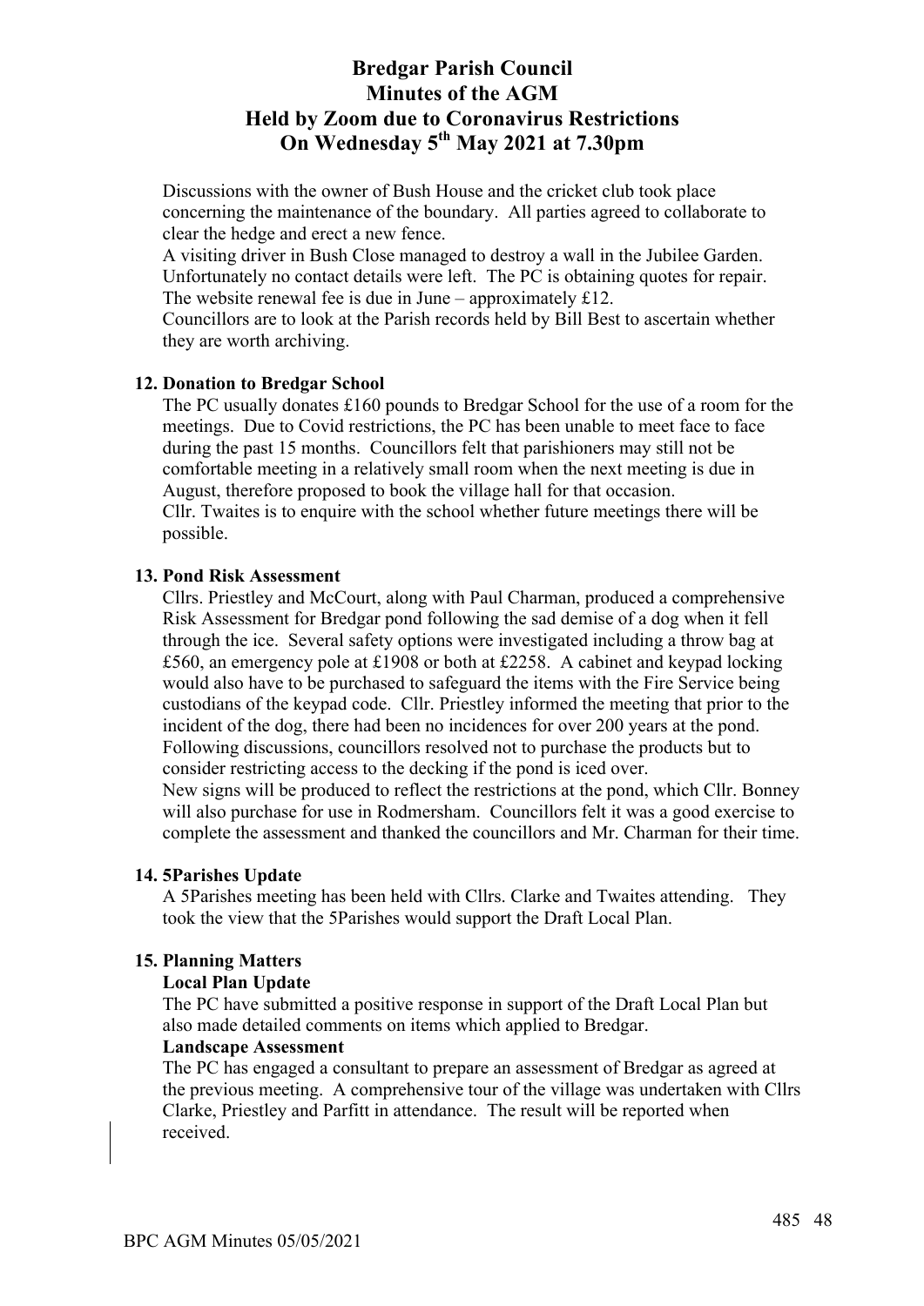# Bredgar Parish Council
# Minutes of the AGM
# Held by Zoom due to Coronavirus Restrictions
# On Wednesday 5th May 2021 at 7.30pm

Discussions with the owner of Bush House and the cricket club took place concerning the maintenance of the boundary. All parties agreed to collaborate to clear the hedge and erect a new fence.

A visiting driver in Bush Close managed to destroy a wall in the Jubilee Garden. Unfortunately no contact details were left. The PC is obtaining quotes for repair.

The website renewal fee is due in June – approximately £12.

Councillors are to look at the Parish records held by Bill Best to ascertain whether they are worth archiving.

**12. Donation to Bredgar School**

The PC usually donates £160 pounds to Bredgar School for the use of a room for the meetings. Due to Covid restrictions, the PC has been unable to meet face to face during the past 15 months. Councillors felt that parishioners may still not be comfortable meeting in a relatively small room when the next meeting is due in August, therefore proposed to book the village hall for that occasion.

Cllr. Twaites is to enquire with the school whether future meetings there will be possible.

**13. Pond Risk Assessment**

Cllrs. Priestley and McCourt, along with Paul Charman, produced a comprehensive Risk Assessment for Bredgar pond following the sad demise of a dog when it fell through the ice. Several safety options were investigated including a throw bag at £560, an emergency pole at £1908 or both at £2258. A cabinet and keypad locking would also have to be purchased to safeguard the items with the Fire Service being custodians of the keypad code. Cllr. Priestley informed the meeting that prior to the incident of the dog, there had been no incidences for over 200 years at the pond. Following discussions, councillors resolved not to purchase the products but to consider restricting access to the decking if the pond is iced over.

New signs will be produced to reflect the restrictions at the pond, which Cllr. Bonney will also purchase for use in Rodmersham. Councillors felt it was a good exercise to complete the assessment and thanked the councillors and Mr. Charman for their time.

**14. 5Parishes Update**

A 5Parishes meeting has been held with Cllrs. Clarke and Twaites attending. They took the view that the 5Parishes would support the Draft Local Plan.

**15. Planning Matters**

**Local Plan Update**

The PC have submitted a positive response in support of the Draft Local Plan but also made detailed comments on items which applied to Bredgar.

**Landscape Assessment**

The PC has engaged a consultant to prepare an assessment of Bredgar as agreed at the previous meeting. A comprehensive tour of the village was undertaken with Cllrs Clarke, Priestley and Parfitt in attendance. The result will be reported when received.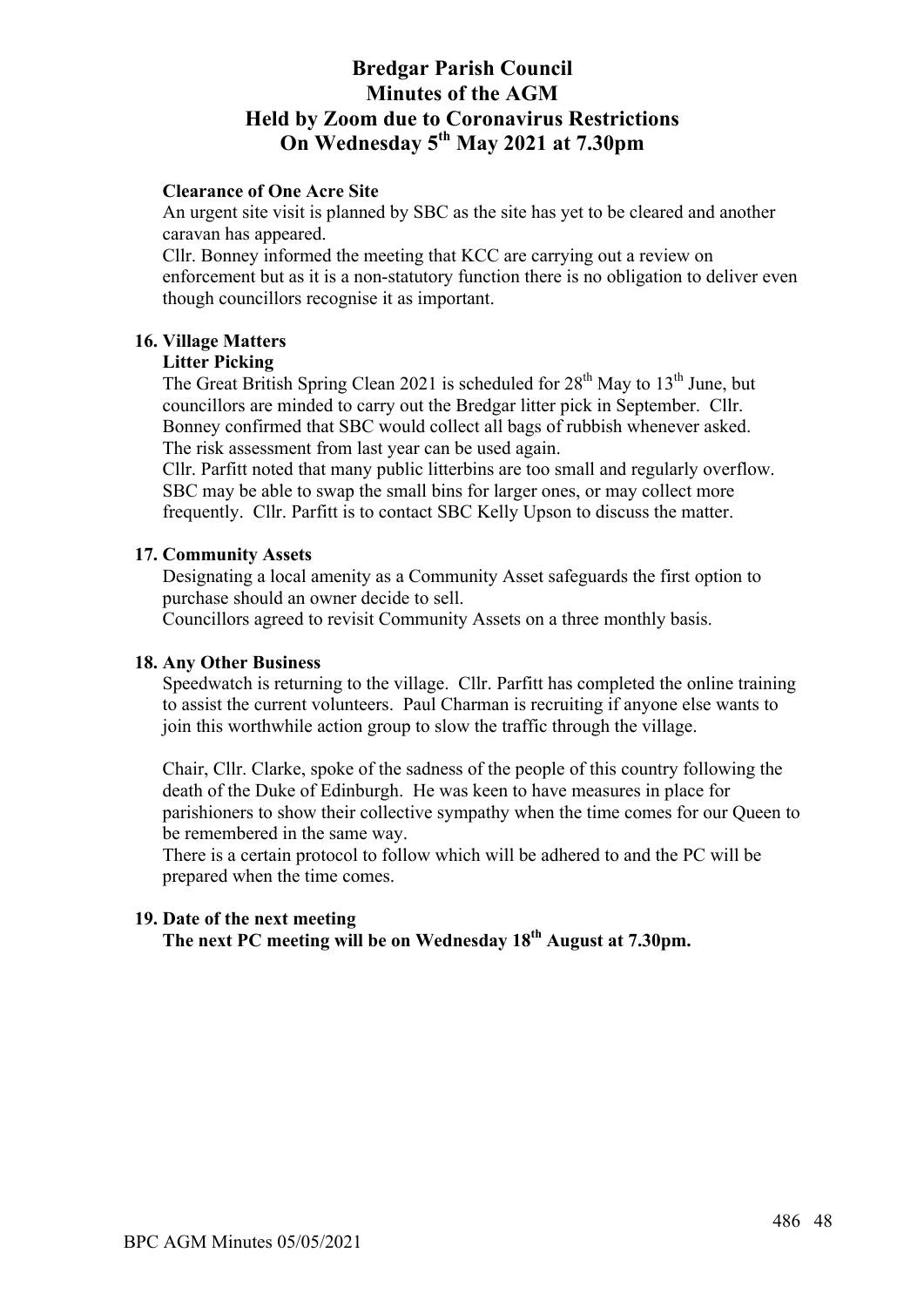# Bredgar Parish Council
# Minutes of the AGM
# Held by Zoom due to Coronavirus Restrictions
# On Wednesday 5th May 2021 at 7.30pm

**Clearance of One Acre Site**

An urgent site visit is planned by SBC as the site has yet to be cleared and another caravan has appeared.

Cllr. Bonney informed the meeting that KCC are carrying out a review on enforcement but as it is a non-statutory function there is no obligation to deliver even though councillors recognise it as important.

**16. Village Matters**

**Litter Picking**

The Great British Spring Clean 2021 is scheduled for 28th May to 13th June, but councillors are minded to carry out the Bredgar litter pick in September. Cllr. Bonney confirmed that SBC would collect all bags of rubbish whenever asked. The risk assessment from last year can be used again.

Cllr. Parfitt noted that many public litterbins are too small and regularly overflow. SBC may be able to swap the small bins for larger ones, or may collect more frequently. Cllr. Parfitt is to contact SBC Kelly Upson to discuss the matter.

**17. Community Assets**

Designating a local amenity as a Community Asset safeguards the first option to purchase should an owner decide to sell.

Councillors agreed to revisit Community Assets on a three monthly basis.

**18. Any Other Business**

Speedwatch is returning to the village. Cllr. Parfitt has completed the online training to assist the current volunteers. Paul Charman is recruiting if anyone else wants to join this worthwhile action group to slow the traffic through the village.

Chair, Cllr. Clarke, spoke of the sadness of the people of this country following the death of the Duke of Edinburgh. He was keen to have measures in place for parishioners to show their collective sympathy when the time comes for our Queen to be remembered in the same way.

There is a certain protocol to follow which will be adhered to and the PC will be prepared when the time comes.

**19. Date of the next meeting**

**The next PC meeting will be on Wednesday 18th August at 7.30pm.**